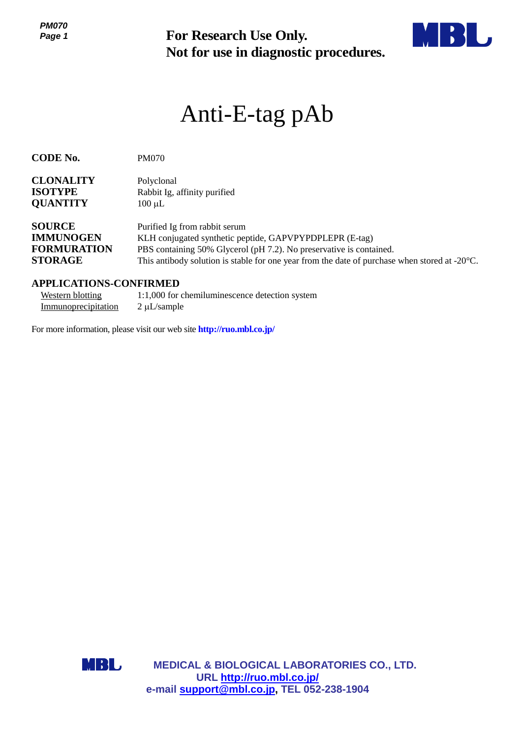**For Research Use Only.**
**Not for use in diagnostic procedures.**

# Anti-E-tag pAb

| | |
|---|---|
| **CODE No.** | PM070 |
| **CLONALITY** | Polyclonal |
| **ISOTYPE** | Rabbit Ig, affinity purified |
| **QUANTITY** | 100 μL |
| **SOURCE** | Purified Ig from rabbit serum |
| **IMMUNOGEN** | KLH conjugated synthetic peptide, GAPVPYPDPLEPR (E-tag) |
| **FORMURATION** | PBS containing 50% Glycerol (pH 7.2). No preservative is contained. |
| **STORAGE** | This antibody solution is stable for one year from the date of purchase when stored at -20°C. |

## APPLICATIONS-CONFIRMED

| | |
|---|---|
| Western blotting | 1:1,000 for chemiluminescence detection system |
| Immunoprecipitation | 2 μL/sample |

For more information, please visit our web site **http://ruo.mbl.co.jp/**

**MEDICAL & BIOLOGICAL LABORATORIES CO., LTD.**
**URL http://ruo.mbl.co.jp/**
**e-mail support@mbl.co.jp, TEL 052-238-1904**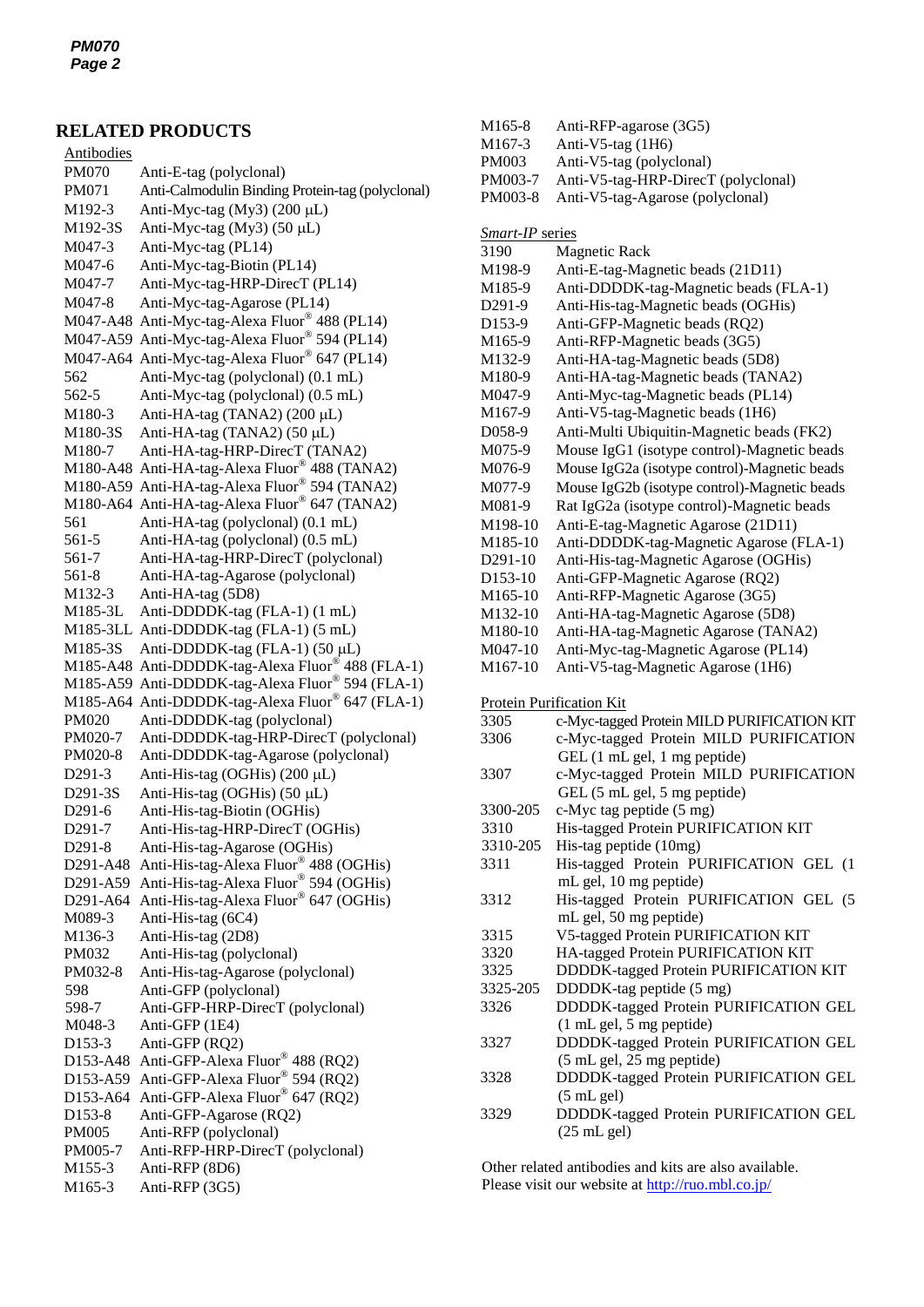## RELATED PRODUCTS

Antibodies

| | |
|---|---|
| PM070 | Anti-E-tag (polyclonal) |
| PM071 | Anti-Calmodulin Binding Protein-tag (polyclonal) |
| M192-3 | Anti-Myc-tag (My3) (200 μL) |
| M192-3S | Anti-Myc-tag (My3) (50 μL) |
| M047-3 | Anti-Myc-tag (PL14) |
| M047-6 | Anti-Myc-tag-Biotin (PL14) |
| M047-7 | Anti-Myc-tag-HRP-DirecT (PL14) |
| M047-8 | Anti-Myc-tag-Agarose (PL14) |
| M047-A48 | Anti-Myc-tag-Alexa Fluor® 488 (PL14) |
| M047-A59 | Anti-Myc-tag-Alexa Fluor® 594 (PL14) |
| M047-A64 | Anti-Myc-tag-Alexa Fluor® 647 (PL14) |
| 562 | Anti-Myc-tag (polyclonal) (0.1 mL) |
| 562-5 | Anti-Myc-tag (polyclonal) (0.5 mL) |
| M180-3 | Anti-HA-tag (TANA2) (200 μL) |
| M180-3S | Anti-HA-tag (TANA2) (50 μL) |
| M180-7 | Anti-HA-tag-HRP-DirecT (TANA2) |
| M180-A48 | Anti-HA-tag-Alexa Fluor® 488 (TANA2) |
| M180-A59 | Anti-HA-tag-Alexa Fluor® 594 (TANA2) |
| M180-A64 | Anti-HA-tag-Alexa Fluor® 647 (TANA2) |
| 561 | Anti-HA-tag (polyclonal) (0.1 mL) |
| 561-5 | Anti-HA-tag (polyclonal) (0.5 mL) |
| 561-7 | Anti-HA-tag-HRP-DirecT (polyclonal) |
| 561-8 | Anti-HA-tag-Agarose (polyclonal) |
| M132-3 | Anti-HA-tag (5D8) |
| M185-3L | Anti-DDDDK-tag (FLA-1) (1 mL) |
| M185-3LL | Anti-DDDDK-tag (FLA-1) (5 mL) |
| M185-3S | Anti-DDDDK-tag (FLA-1) (50 μL) |
| M185-A48 | Anti-DDDDK-tag-Alexa Fluor® 488 (FLA-1) |
| M185-A59 | Anti-DDDDK-tag-Alexa Fluor® 594 (FLA-1) |
| M185-A64 | Anti-DDDDK-tag-Alexa Fluor® 647 (FLA-1) |
| PM020 | Anti-DDDDK-tag (polyclonal) |
| PM020-7 | Anti-DDDDK-tag-HRP-DirecT (polyclonal) |
| PM020-8 | Anti-DDDDK-tag-Agarose (polyclonal) |
| D291-3 | Anti-His-tag (OGHis) (200 μL) |
| D291-3S | Anti-His-tag (OGHis) (50 μL) |
| D291-6 | Anti-His-tag-Biotin (OGHis) |
| D291-7 | Anti-His-tag-HRP-DirecT (OGHis) |
| D291-8 | Anti-His-tag-Agarose (OGHis) |
| D291-A48 | Anti-His-tag-Alexa Fluor® 488 (OGHis) |
| D291-A59 | Anti-His-tag-Alexa Fluor® 594 (OGHis) |
| D291-A64 | Anti-His-tag-Alexa Fluor® 647 (OGHis) |
| M089-3 | Anti-His-tag (6C4) |
| M136-3 | Anti-His-tag (2D8) |
| PM032 | Anti-His-tag (polyclonal) |
| PM032-8 | Anti-His-tag-Agarose (polyclonal) |
| 598 | Anti-GFP (polyclonal) |
| 598-7 | Anti-GFP-HRP-DirecT (polyclonal) |
| M048-3 | Anti-GFP (1E4) |
| D153-3 | Anti-GFP (RQ2) |
| D153-A48 | Anti-GFP-Alexa Fluor® 488 (RQ2) |
| D153-A59 | Anti-GFP-Alexa Fluor® 594 (RQ2) |
| D153-A64 | Anti-GFP-Alexa Fluor® 647 (RQ2) |
| D153-8 | Anti-GFP-Agarose (RQ2) |
| PM005 | Anti-RFP (polyclonal) |
| PM005-7 | Anti-RFP-HRP-DirecT (polyclonal) |
| M155-3 | Anti-RFP (8D6) |
| M165-3 | Anti-RFP (3G5) |
| M165-8 | Anti-RFP-agarose (3G5) |
| M167-3 | Anti-V5-tag (1H6) |
| PM003 | Anti-V5-tag (polyclonal) |
| PM003-7 | Anti-V5-tag-HRP-DirecT (polyclonal) |
| PM003-8 | Anti-V5-tag-Agarose (polyclonal) |

*Smart-IP* series

| | |
|---|---|
| 3190 | Magnetic Rack |
| M198-9 | Anti-E-tag-Magnetic beads (21D11) |
| M185-9 | Anti-DDDDK-tag-Magnetic beads (FLA-1) |
| D291-9 | Anti-His-tag-Magnetic beads (OGHis) |
| D153-9 | Anti-GFP-Magnetic beads (RQ2) |
| M165-9 | Anti-RFP-Magnetic beads (3G5) |
| M132-9 | Anti-HA-tag-Magnetic beads (5D8) |
| M180-9 | Anti-HA-tag-Magnetic beads (TANA2) |
| M047-9 | Anti-Myc-tag-Magnetic beads (PL14) |
| M167-9 | Anti-V5-tag-Magnetic beads (1H6) |
| D058-9 | Anti-Multi Ubiquitin-Magnetic beads (FK2) |
| M075-9 | Mouse IgG1 (isotype control)-Magnetic beads |
| M076-9 | Mouse IgG2a (isotype control)-Magnetic beads |
| M077-9 | Mouse IgG2b (isotype control)-Magnetic beads |
| M081-9 | Rat IgG2a (isotype control)-Magnetic beads |
| M198-10 | Anti-E-tag-Magnetic Agarose (21D11) |
| M185-10 | Anti-DDDDK-tag-Magnetic Agarose (FLA-1) |
| D291-10 | Anti-His-tag-Magnetic Agarose (OGHis) |
| D153-10 | Anti-GFP-Magnetic Agarose (RQ2) |
| M165-10 | Anti-RFP-Magnetic Agarose (3G5) |
| M132-10 | Anti-HA-tag-Magnetic Agarose (5D8) |
| M180-10 | Anti-HA-tag-Magnetic Agarose (TANA2) |
| M047-10 | Anti-Myc-tag-Magnetic Agarose (PL14) |
| M167-10 | Anti-V5-tag-Magnetic Agarose (1H6) |

Protein Purification Kit

| | |
|---|---|
| 3305 | c-Myc-tagged Protein MILD PURIFICATION KIT |
| 3306 | c-Myc-tagged Protein MILD PURIFICATION GEL (1 mL gel, 1 mg peptide) |
| 3307 | c-Myc-tagged Protein MILD PURIFICATION GEL (5 mL gel, 5 mg peptide) |
| 3300-205 | c-Myc tag peptide (5 mg) |
| 3310 | His-tagged Protein PURIFICATION KIT |
| 3310-205 | His-tag peptide (10mg) |
| 3311 | His-tagged Protein PURIFICATION GEL (1 mL gel, 10 mg peptide) |
| 3312 | His-tagged Protein PURIFICATION GEL (5 mL gel, 50 mg peptide) |
| 3315 | V5-tagged Protein PURIFICATION KIT |
| 3320 | HA-tagged Protein PURIFICATION KIT |
| 3325 | DDDDK-tagged Protein PURIFICATION KIT |
| 3325-205 | DDDDK-tag peptide (5 mg) |
| 3326 | DDDDK-tagged Protein PURIFICATION GEL (1 mL gel, 5 mg peptide) |
| 3327 | DDDDK-tagged Protein PURIFICATION GEL (5 mL gel, 25 mg peptide) |
| 3328 | DDDDK-tagged Protein PURIFICATION GEL (5 mL gel) |
| 3329 | DDDDK-tagged Protein PURIFICATION GEL (25 mL gel) |

Other related antibodies and kits are also available.
Please visit our website at http://ruo.mbl.co.jp/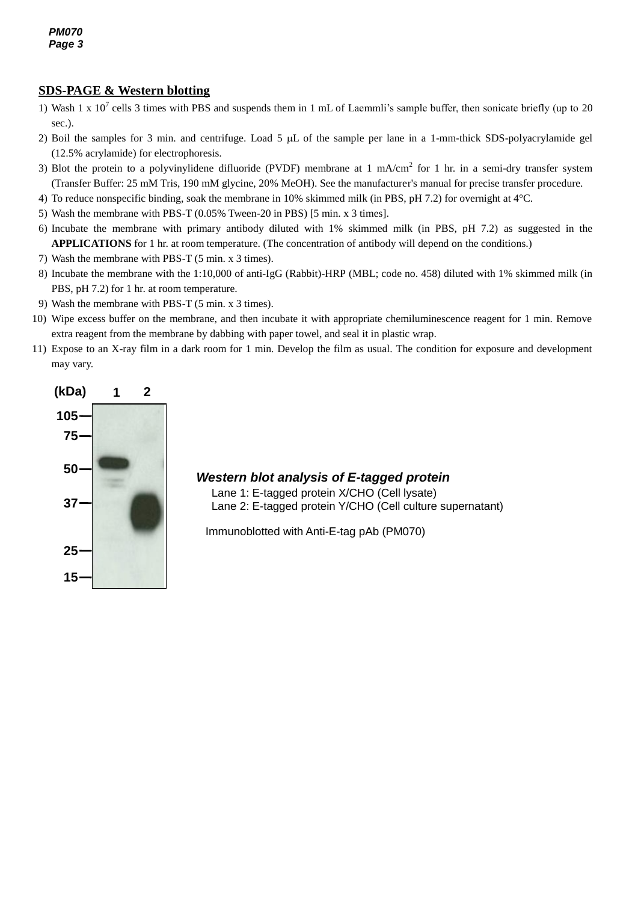## SDS-PAGE & Western blotting

1) Wash 1 x $10^7$ cells 3 times with PBS and suspends them in 1 mL of Laemmli's sample buffer, then sonicate briefly (up to 20 sec.).
2) Boil the samples for 3 min. and centrifuge. Load 5 μL of the sample per lane in a 1-mm-thick SDS-polyacrylamide gel (12.5% acrylamide) for electrophoresis.
3) Blot the protein to a polyvinylidene difluoride (PVDF) membrane at 1 mA/$cm^2$ for 1 hr. in a semi-dry transfer system (Transfer Buffer: 25 mM Tris, 190 mM glycine, 20% MeOH). See the manufacturer's manual for precise transfer procedure.
4) To reduce nonspecific binding, soak the membrane in 10% skimmed milk (in PBS, pH 7.2) for overnight at 4°C.
5) Wash the membrane with PBS-T (0.05% Tween-20 in PBS) [5 min. x 3 times].
6) Incubate the membrane with primary antibody diluted with 1% skimmed milk (in PBS, pH 7.2) as suggested in the **APPLICATIONS** for 1 hr. at room temperature. (The concentration of antibody will depend on the conditions.)
7) Wash the membrane with PBS-T (5 min. x 3 times).
8) Incubate the membrane with the 1:10,000 of anti-IgG (Rabbit)-HRP (MBL; code no. 458) diluted with 1% skimmed milk (in PBS, pH 7.2) for 1 hr. at room temperature.
9) Wash the membrane with PBS-T (5 min. x 3 times).
10) Wipe excess buffer on the membrane, and then incubate it with appropriate chemiluminescence reagent for 1 min. Remove extra reagent from the membrane by dabbing with paper towel, and seal it in plastic wrap.
11) Expose to an X-ray film in a dark room for 1 min. Develop the film as usual. The condition for exposure and development may vary.

(kDa) 1 2
105
75
50
37
25
15

***Western blot analysis of E-tagged protein***

Lane 1: E-tagged protein X/CHO (Cell lysate)
Lane 2: E-tagged protein Y/CHO (Cell culture supernatant)

Immunoblotted with Anti-E-tag pAb (PM070)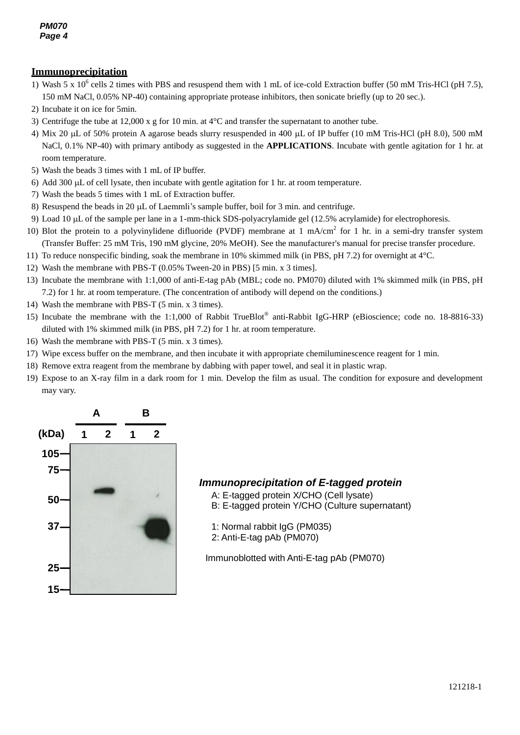## Immunoprecipitation

1) Wash 5 x $10^6$ cells 2 times with PBS and resuspend them with 1 mL of ice-cold Extraction buffer (50 mM Tris-HCl (pH 7.5), 150 mM NaCl, 0.05% NP-40) containing appropriate protease inhibitors, then sonicate briefly (up to 20 sec.).
2) Incubate it on ice for 5min.
3) Centrifuge the tube at 12,000 x g for 10 min. at 4°C and transfer the supernatant to another tube.
4) Mix 20 μL of 50% protein A agarose beads slurry resuspended in 400 μL of IP buffer (10 mM Tris-HCl (pH 8.0), 500 mM NaCl, 0.1% NP-40) with primary antibody as suggested in the **APPLICATIONS**. Incubate with gentle agitation for 1 hr. at room temperature.
5) Wash the beads 3 times with 1 mL of IP buffer.
6) Add 300 μL of cell lysate, then incubate with gentle agitation for 1 hr. at room temperature.
7) Wash the beads 5 times with 1 mL of Extraction buffer.
8) Resuspend the beads in 20 μL of Laemmli's sample buffer, boil for 3 min. and centrifuge.
9) Load 10 μL of the sample per lane in a 1-mm-thick SDS-polyacrylamide gel (12.5% acrylamide) for electrophoresis.
10) Blot the protein to a polyvinylidene difluoride (PVDF) membrane at 1 mA/$cm^2$ for 1 hr. in a semi-dry transfer system (Transfer Buffer: 25 mM Tris, 190 mM glycine, 20% MeOH). See the manufacturer's manual for precise transfer procedure.
11) To reduce nonspecific binding, soak the membrane in 10% skimmed milk (in PBS, pH 7.2) for overnight at 4°C.
12) Wash the membrane with PBS-T (0.05% Tween-20 in PBS) [5 min. x 3 times].
13) Incubate the membrane with 1:1,000 of anti-E-tag pAb (MBL; code no. PM070) diluted with 1% skimmed milk (in PBS, pH 7.2) for 1 hr. at room temperature. (The concentration of antibody will depend on the conditions.)
14) Wash the membrane with PBS-T (5 min. x 3 times).
15) Incubate the membrane with the 1:1,000 of Rabbit TrueBlot® anti-Rabbit IgG-HRP (eBioscience; code no. 18-8816-33) diluted with 1% skimmed milk (in PBS, pH 7.2) for 1 hr. at room temperature.
16) Wash the membrane with PBS-T (5 min. x 3 times).
17) Wipe excess buffer on the membrane, and then incubate it with appropriate chemiluminescence reagent for 1 min.
18) Remove extra reagent from the membrane by dabbing with paper towel, and seal it in plastic wrap.
19) Expose to an X-ray film in a dark room for 1 min. Develop the film as usual. The condition for exposure and development may vary.

A B
(kDa) 1 2 1 2
105
75
50
37
25
15

*Immunoprecipitation of E-tagged protein*

A: E-tagged protein X/CHO (Cell lysate)
B: E-tagged protein Y/CHO (Culture supernatant)

1: Normal rabbit IgG (PM035)
2: Anti-E-tag pAb (PM070)

Immunoblotted with Anti-E-tag pAb (PM070)

121218-1